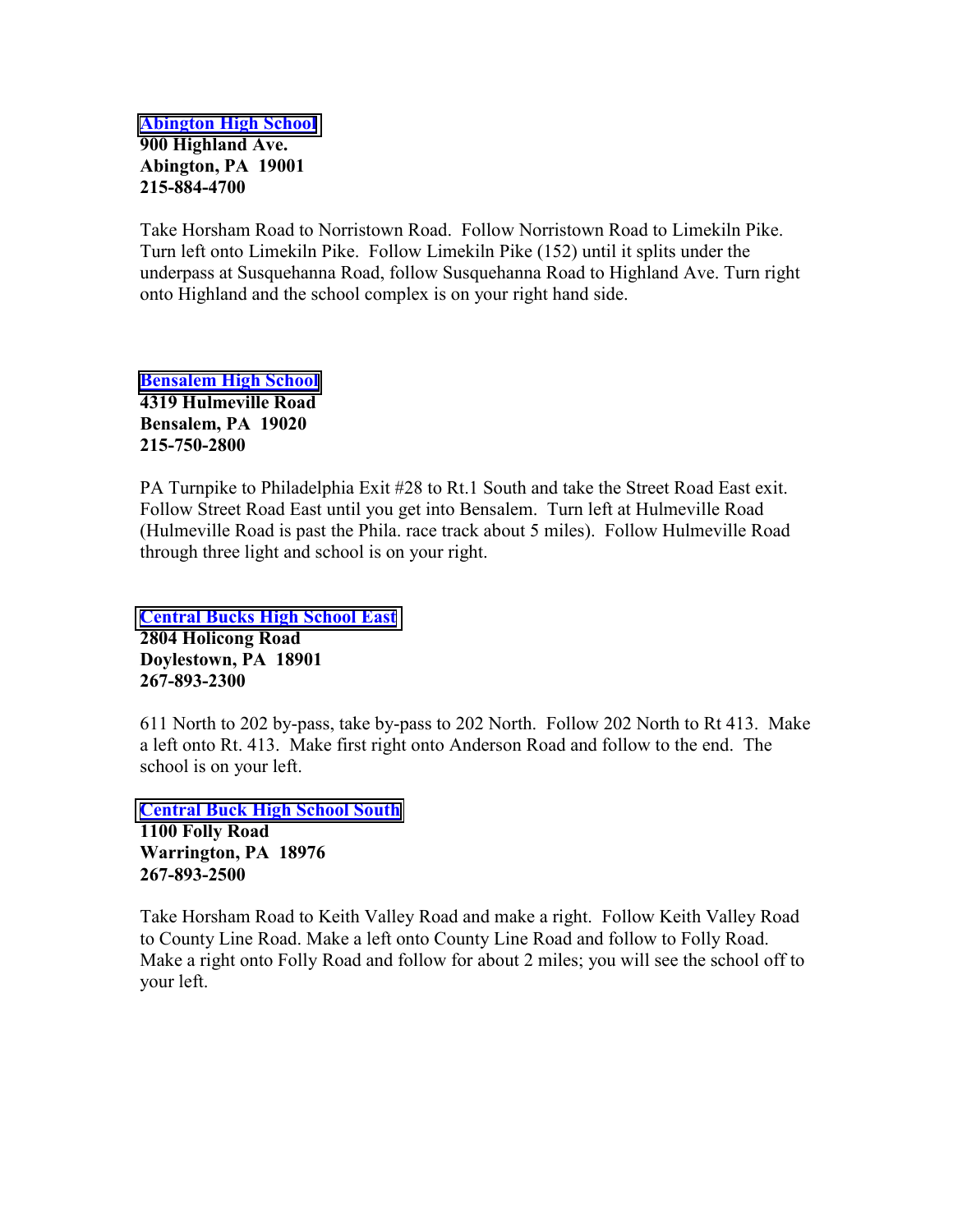**Abington High School**
**900 Highland Ave.**
**Abington, PA 19001**
**215-884-4700**

Take Horsham Road to Norristown Road. Follow Norristown Road to Limekiln Pike. Turn left onto Limekiln Pike. Follow Limekiln Pike (152) until it splits under the underpass at Susquehanna Road, follow Susquehanna Road to Highland Ave. Turn right onto Highland and the school complex is on your right hand side.

**Bensalem High School**
**4319 Hulmeville Road**
**Bensalem, PA 19020**
**215-750-2800**

PA Turnpike to Philadelphia Exit #28 to Rt.1 South and take the Street Road East exit. Follow Street Road East until you get into Bensalem. Turn left at Hulmeville Road (Hulmeville Road is past the Phila. race track about 5 miles). Follow Hulmeville Road through three light and school is on your right.

**Central Bucks High School East**
**2804 Holicong Road**
**Doylestown, PA 18901**
**267-893-2300**

611 North to 202 by-pass, take by-pass to 202 North. Follow 202 North to Rt 413. Make a left onto Rt. 413. Make first right onto Anderson Road and follow to the end. The school is on your left.

**Central Buck High School South**
**1100 Folly Road**
**Warrington, PA 18976**
**267-893-2500**

Take Horsham Road to Keith Valley Road and make a right. Follow Keith Valley Road to County Line Road. Make a left onto County Line Road and follow to Folly Road. Make a right onto Folly Road and follow for about 2 miles; you will see the school off to your left.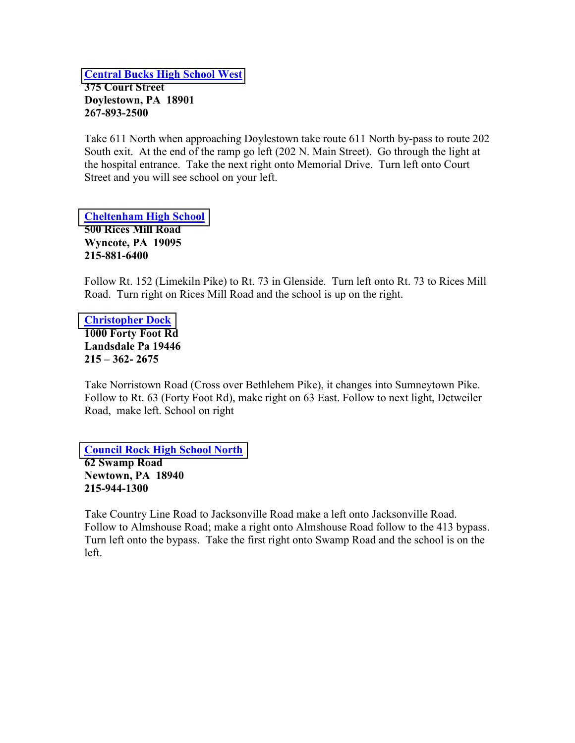**Central Bucks High School West**
**375 Court Street**
**Doylestown, PA  18901**
**267-893-2500**

Take 611 North when approaching Doylestown take route 611 North by-pass to route 202 South exit.  At the end of the ramp go left (202 N. Main Street).  Go through the light at the hospital entrance.  Take the next right onto Memorial Drive.  Turn left onto Court Street and you will see school on your left.

**Cheltenham High School**
**500 Rices Mill Road**
**Wyncote, PA  19095**
**215-881-6400**

Follow Rt. 152 (Limekiln Pike) to Rt. 73 in Glenside.  Turn left onto Rt. 73 to Rices Mill Road.  Turn right on Rices Mill Road and the school is up on the right.

**Christopher Dock**
**1000 Forty Foot Rd**
**Landsdale Pa 19446**
**215 – 362- 2675**

Take Norristown Road (Cross over Bethlehem Pike), it changes into Sumneytown Pike. Follow to Rt. 63 (Forty Foot Rd), make right on 63 East. Follow to next light, Detweiler Road,  make left. School on right

**Council Rock High School North**
**62 Swamp Road**
**Newtown, PA  18940**
**215-944-1300**

Take Country Line Road to Jacksonville Road make a left onto Jacksonville Road. Follow to Almshouse Road; make a right onto Almshouse Road follow to the 413 bypass. Turn left onto the bypass.  Take the first right onto Swamp Road and the school is on the left.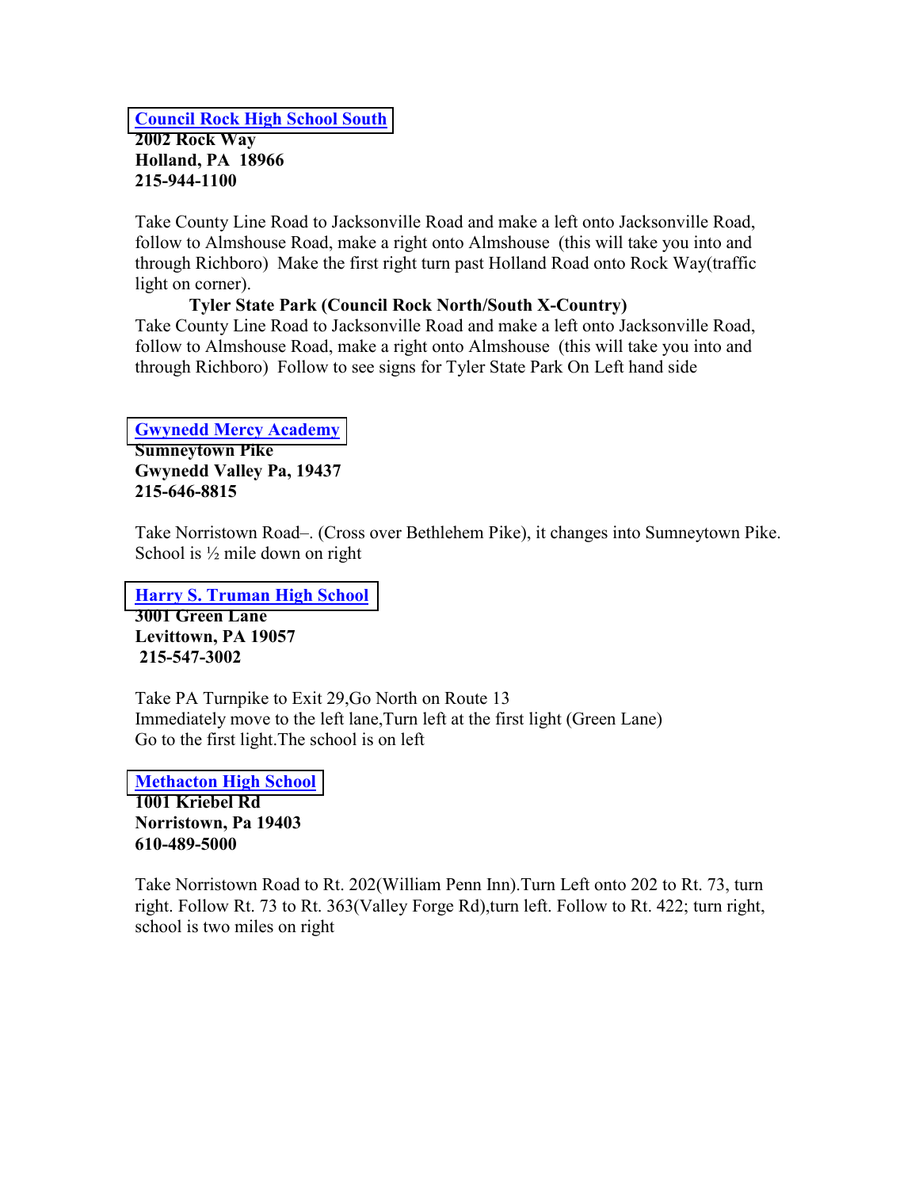**[Council Rock High School South]**
**2002 Rock Way**
**Holland, PA 18966**
**215-944-1100**

Take County Line Road to Jacksonville Road and make a left onto Jacksonville Road, follow to Almshouse Road, make a right onto Almshouse (this will take you into and through Richboro) Make the first right turn past Holland Road onto Rock Way(traffic light on corner).

**Tyler State Park (Council Rock North/South X-Country)**

Take County Line Road to Jacksonville Road and make a left onto Jacksonville Road, follow to Almshouse Road, make a right onto Almshouse (this will take you into and through Richboro) Follow to see signs for Tyler State Park On Left hand side

**[Gwynedd Mercy Academy]**
**Sumneytown Pike**
**Gwynedd Valley Pa, 19437**
**215-646-8815**

Take Norristown Road–. (Cross over Bethlehem Pike), it changes into Sumneytown Pike. School is ½ mile down on right

**[Harry S. Truman High School]**
**3001 Green Lane**
**Levittown, PA 19057**
**215-547-3002**

Take PA Turnpike to Exit 29,Go North on Route 13
Immediately move to the left lane,Turn left at the first light (Green Lane)
Go to the first light.The school is on left

**[Methacton High School]**
**1001 Kriebel Rd**
**Norristown, Pa 19403**
**610-489-5000**

Take Norristown Road to Rt. 202(William Penn Inn).Turn Left onto 202 to Rt. 73, turn right. Follow Rt. 73 to Rt. 363(Valley Forge Rd),turn left. Follow to Rt. 422; turn right, school is two miles on right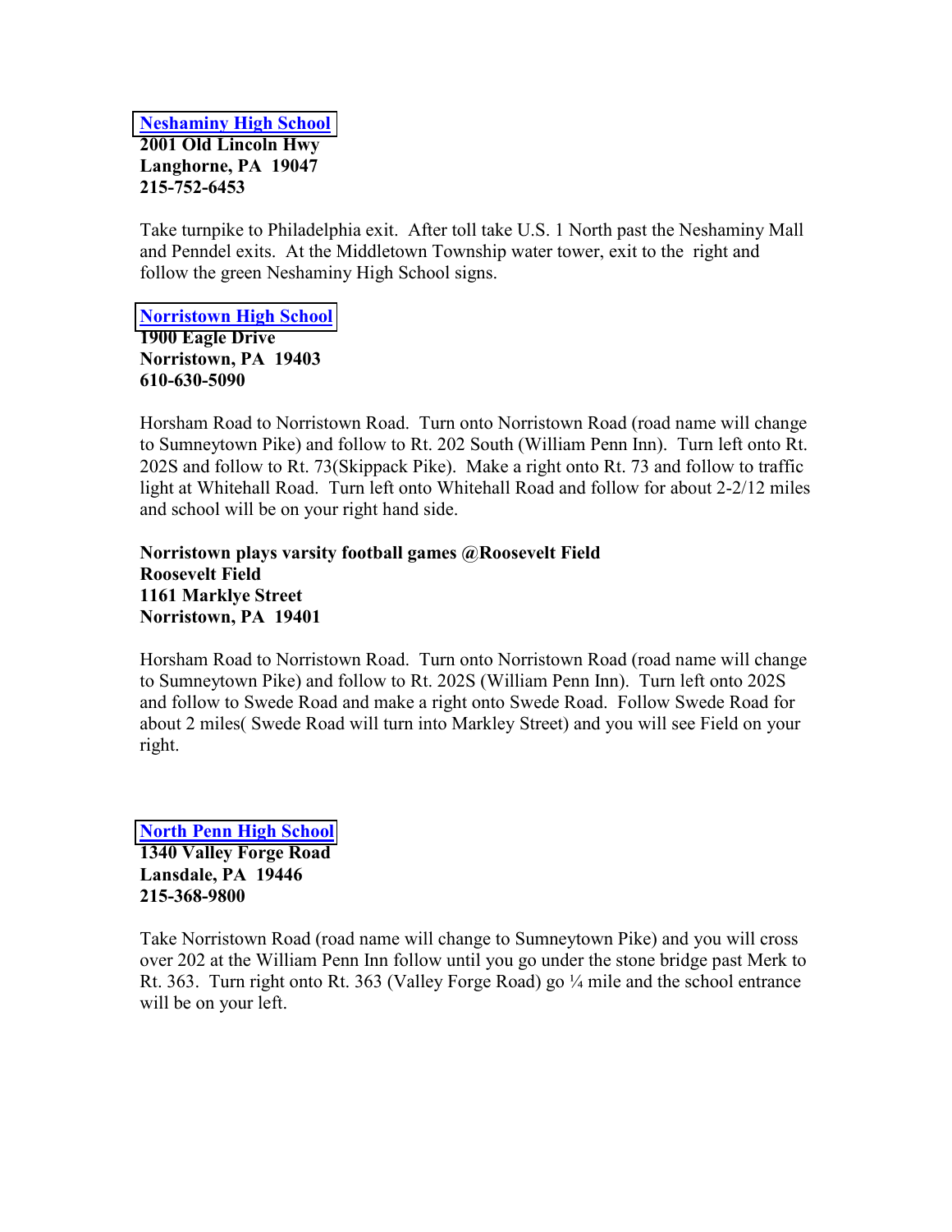**[Neshaminy High School]**
**2001 Old Lincoln Hwy**
**Langhorne, PA 19047**
**215-752-6453**

Take turnpike to Philadelphia exit. After toll take U.S. 1 North past the Neshaminy Mall and Penndel exits. At the Middletown Township water tower, exit to the right and follow the green Neshaminy High School signs.

**[Norristown High School]**
**1900 Eagle Drive**
**Norristown, PA 19403**
**610-630-5090**

Horsham Road to Norristown Road. Turn onto Norristown Road (road name will change to Sumneytown Pike) and follow to Rt. 202 South (William Penn Inn). Turn left onto Rt. 202S and follow to Rt. 73(Skippack Pike). Make a right onto Rt. 73 and follow to traffic light at Whitehall Road. Turn left onto Whitehall Road and follow for about 2-2/12 miles and school will be on your right hand side.

**Norristown plays varsity football games @Roosevelt Field**
**Roosevelt Field**
**1161 Marklye Street**
**Norristown, PA 19401**

Horsham Road to Norristown Road. Turn onto Norristown Road (road name will change to Sumneytown Pike) and follow to Rt. 202S (William Penn Inn). Turn left onto 202S and follow to Swede Road and make a right onto Swede Road. Follow Swede Road for about 2 miles( Swede Road will turn into Markley Street) and you will see Field on your right.

**[North Penn High School]**
**1340 Valley Forge Road**
**Lansdale, PA 19446**
**215-368-9800**

Take Norristown Road (road name will change to Sumneytown Pike) and you will cross over 202 at the William Penn Inn follow until you go under the stone bridge past Merk to Rt. 363. Turn right onto Rt. 363 (Valley Forge Road) go ¼ mile and the school entrance will be on your left.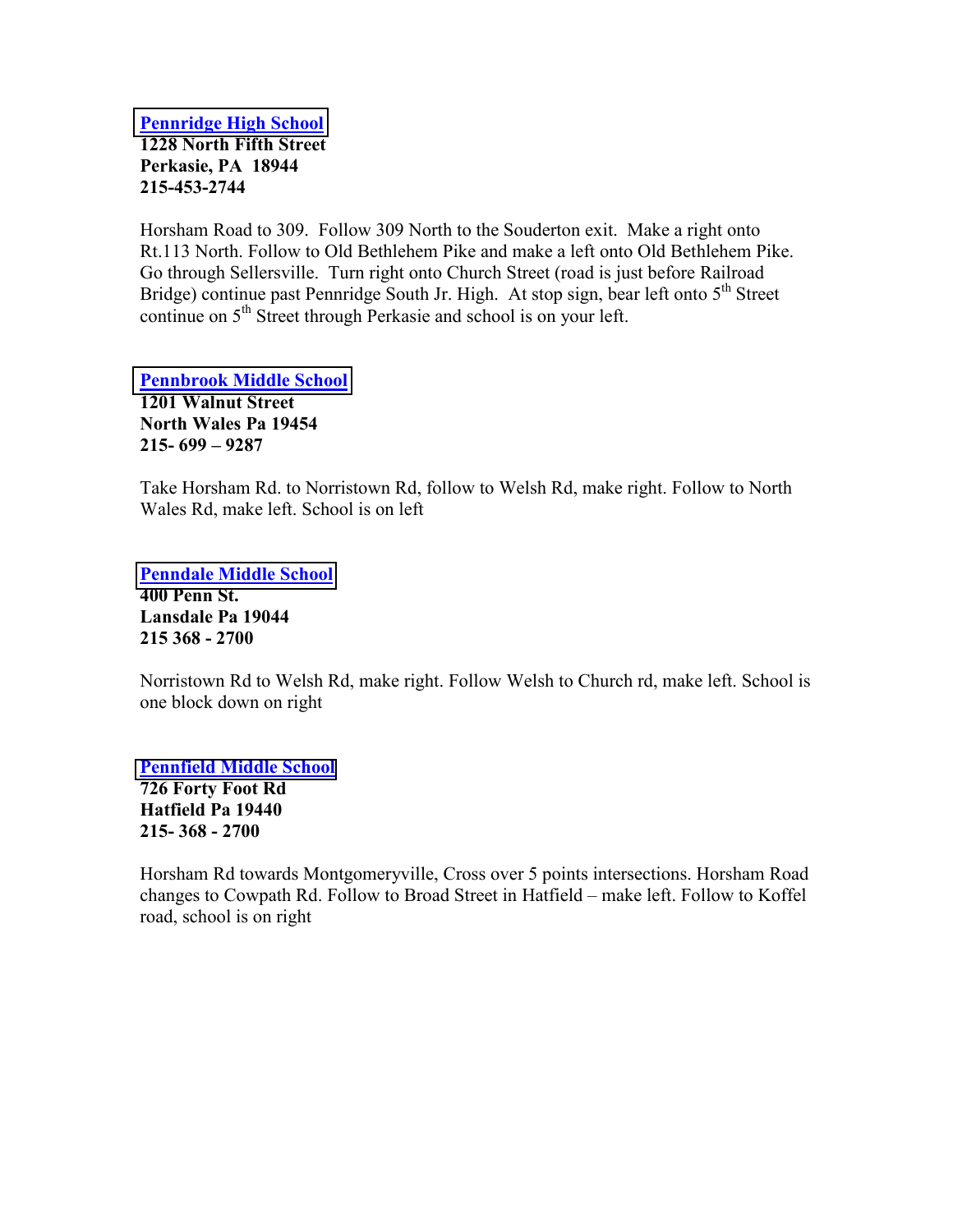**Pennridge High School**
**1228 North Fifth Street**
**Perkasie, PA  18944**
**215-453-2744**

Horsham Road to 309. Follow 309 North to the Souderton exit. Make a right onto Rt.113 North. Follow to Old Bethlehem Pike and make a left onto Old Bethlehem Pike. Go through Sellersville. Turn right onto Church Street (road is just before Railroad Bridge) continue past Pennridge South Jr. High. At stop sign, bear left onto 5th Street continue on 5th Street through Perkasie and school is on your left.

**Pennbrook Middle School**
**1201 Walnut Street**
**North Wales Pa 19454**
**215- 699 – 9287**

Take Horsham Rd. to Norristown Rd, follow to Welsh Rd, make right. Follow to North Wales Rd, make left. School is on left

**Penndale Middle School**
**400 Penn St.**
**Lansdale Pa 19044**
**215 368 - 2700**

Norristown Rd to Welsh Rd, make right. Follow Welsh to Church rd, make left. School is one block down on right

**Pennfield Middle School**
**726 Forty Foot Rd**
**Hatfield Pa 19440**
**215- 368 - 2700**

Horsham Rd towards Montgomeryville, Cross over 5 points intersections. Horsham Road changes to Cowpath Rd. Follow to Broad Street in Hatfield – make left. Follow to Koffel road, school is on right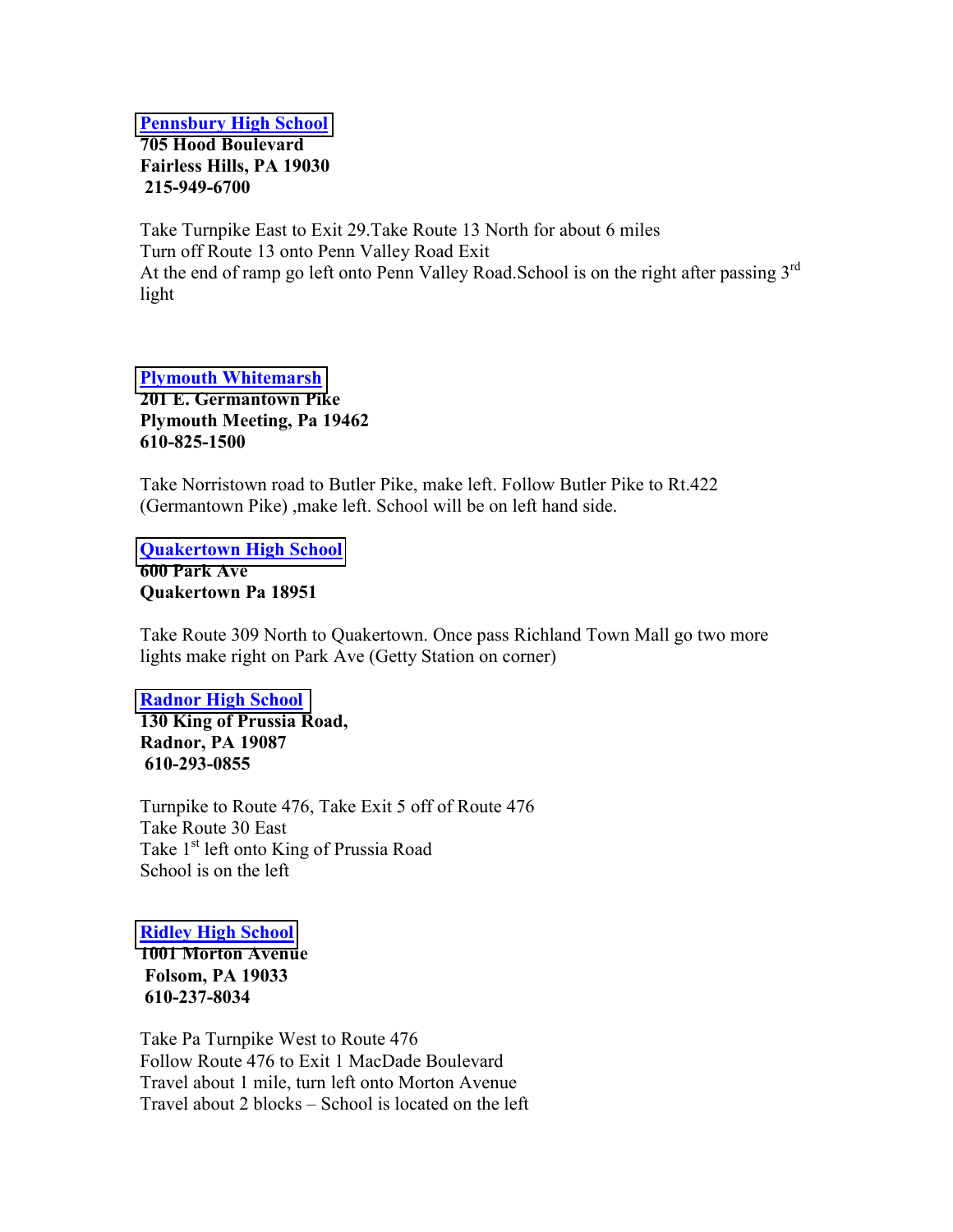**[Pennsbury High School](#)**
**705 Hood Boulevard**
**Fairless Hills, PA 19030**
**215-949-6700**

Take Turnpike East to Exit 29.Take Route 13 North for about 6 miles
Turn off Route 13 onto Penn Valley Road Exit
At the end of ramp go left onto Penn Valley Road.School is on the right after passing 3rd light

**[Plymouth Whitemarsh](#)**
**201 E. Germantown Pike**
**Plymouth Meeting, Pa 19462**
**610-825-1500**

Take Norristown road to Butler Pike, make left. Follow Butler Pike to Rt.422 (Germantown Pike) ,make left. School will be on left hand side.

**[Quakertown High School](#)**
**600 Park Ave**
**Quakertown Pa 18951**

Take Route 309 North to Quakertown. Once pass Richland Town Mall go two more lights make right on Park Ave (Getty Station on corner)

**[Radnor High School](#)**
**130 King of Prussia Road,**
**Radnor, PA 19087**
**610-293-0855**

Turnpike to Route 476, Take Exit 5 off of Route 476
Take Route 30 East
Take 1st left onto King of Prussia Road
School is on the left

**[Ridley High School](#)**
**1001 Morton Avenue**
**Folsom, PA 19033**
**610-237-8034**

Take Pa Turnpike West to Route 476
Follow Route 476 to Exit 1 MacDade Boulevard
Travel about 1 mile, turn left onto Morton Avenue
Travel about 2 blocks – School is located on the left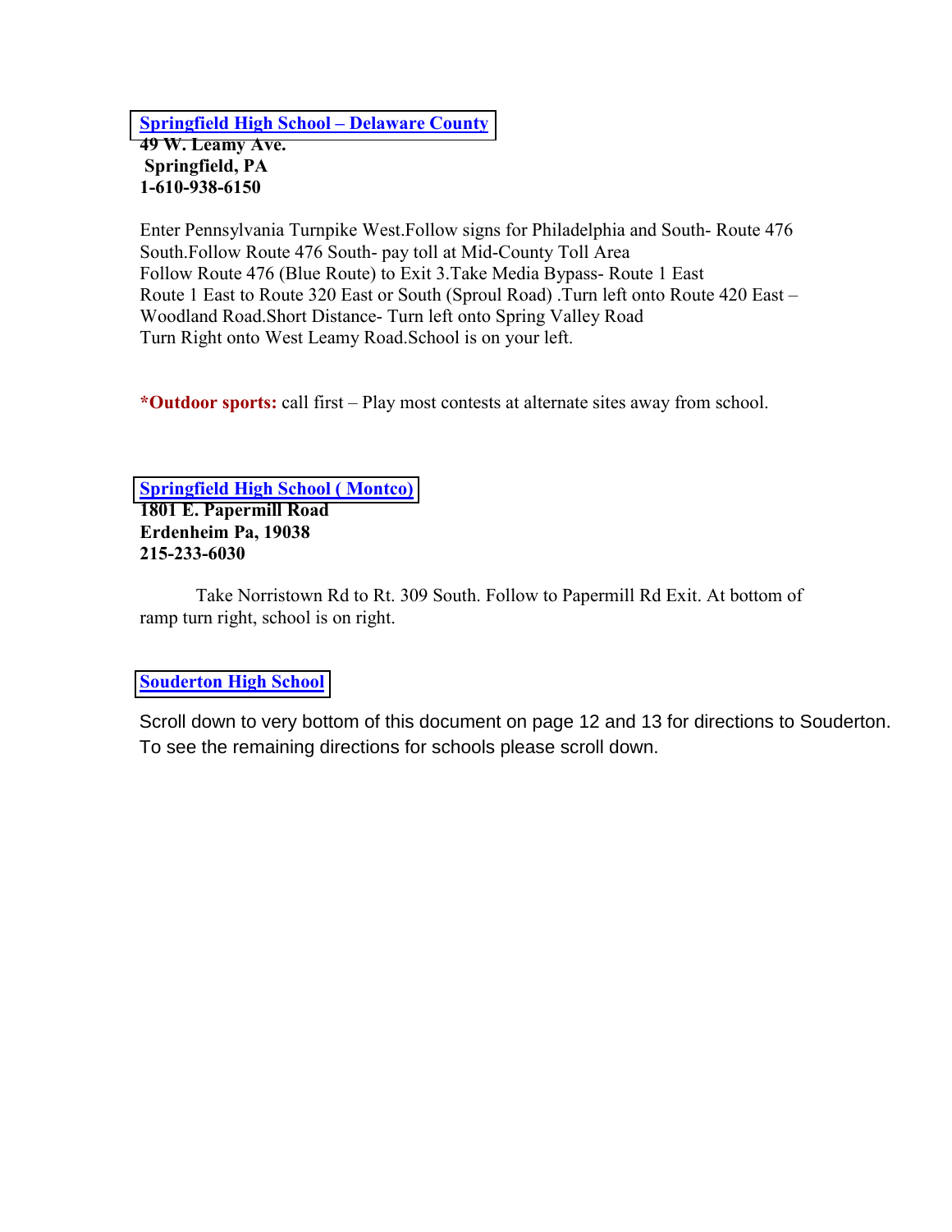## [Springfield High School – Delaware County]

**49 W. Leamy Ave.**
**Springfield, PA**
**1-610-938-6150**

Enter Pennsylvania Turnpike West.Follow signs for Philadelphia and South- Route 476 South.Follow Route 476 South- pay toll at Mid-County Toll Area
Follow Route 476 (Blue Route) to Exit 3.Take Media Bypass- Route 1 East
Route 1 East to Route 320 East or South (Sproul Road) .Turn left onto Route 420 East – Woodland Road.Short Distance- Turn left onto Spring Valley Road
Turn Right onto West Leamy Road.School is on your left.

***Outdoor sports:** call first – Play most contests at alternate sites away from school.

## [Springfield High School ( Montco)]

**1801 E. Papermill Road**
**Erdenheim Pa, 19038**
**215-233-6030**

Take Norristown Rd to Rt. 309 South. Follow to Papermill Rd Exit. At bottom of ramp turn right, school is on right.

## [Souderton High School]

Scroll down to very bottom of this document on page 12 and 13 for directions to Souderton. To see the remaining directions for schools please scroll down.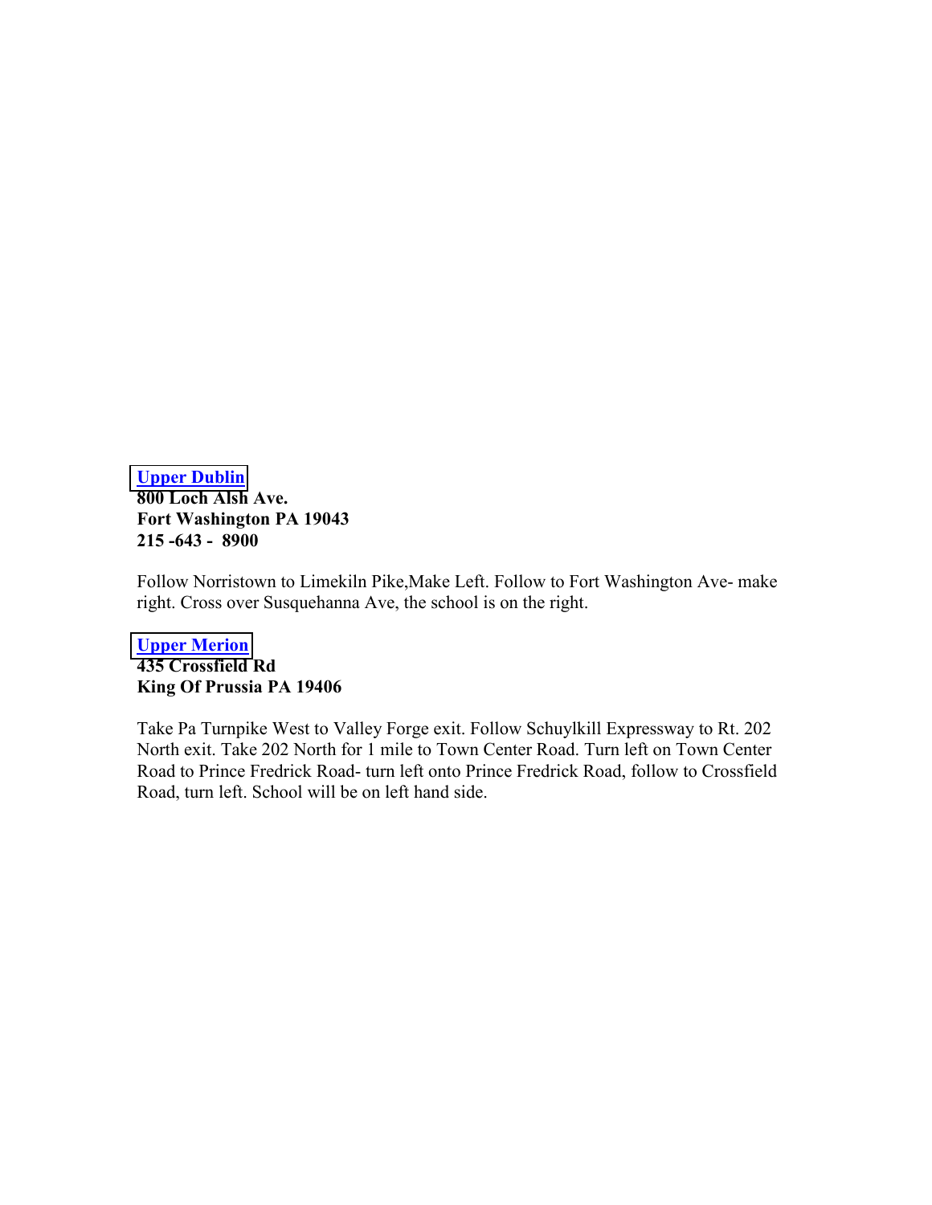**Upper Dublin**
**800 Loch Alsh Ave.**
**Fort Washington PA 19043**
**215 -643 - 8900**

Follow Norristown to Limekiln Pike,Make Left. Follow to Fort Washington Ave- make right. Cross over Susquehanna Ave, the school is on the right.

**Upper Merion**
**435 Crossfield Rd**
**King Of Prussia PA 19406**

Take Pa Turnpike West to Valley Forge exit. Follow Schuylkill Expressway to Rt. 202 North exit. Take 202 North for 1 mile to Town Center Road. Turn left on Town Center Road to Prince Fredrick Road- turn left onto Prince Fredrick Road, follow to Crossfield Road, turn left. School will be on left hand side.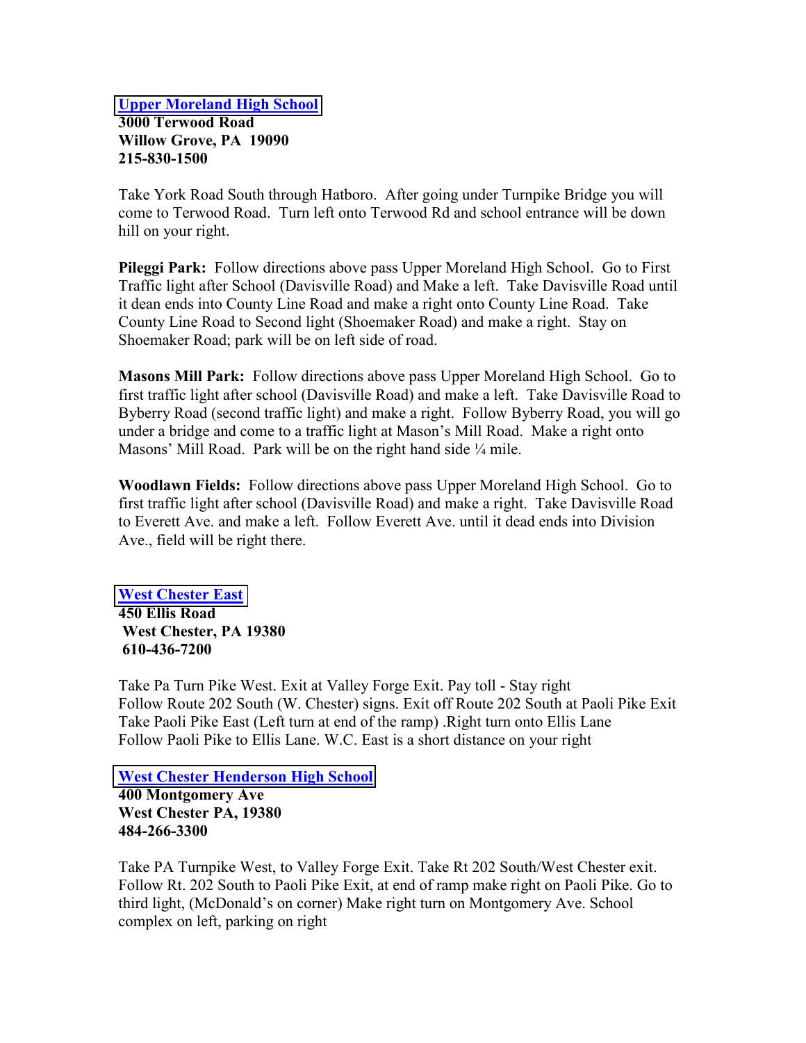**Upper Moreland High School**
**3000 Terwood Road**
**Willow Grove, PA 19090**
**215-830-1500**

Take York Road South through Hatboro. After going under Turnpike Bridge you will come to Terwood Road. Turn left onto Terwood Rd and school entrance will be down hill on your right.

**Pileggi Park:** Follow directions above pass Upper Moreland High School. Go to First Traffic light after School (Davisville Road) and Make a left. Take Davisville Road until it dean ends into County Line Road and make a right onto County Line Road. Take County Line Road to Second light (Shoemaker Road) and make a right. Stay on Shoemaker Road; park will be on left side of road.

**Masons Mill Park:** Follow directions above pass Upper Moreland High School. Go to first traffic light after school (Davisville Road) and make a left. Take Davisville Road to Byberry Road (second traffic light) and make a right. Follow Byberry Road, you will go under a bridge and come to a traffic light at Mason's Mill Road. Make a right onto Masons' Mill Road. Park will be on the right hand side ¼ mile.

**Woodlawn Fields:** Follow directions above pass Upper Moreland High School. Go to first traffic light after school (Davisville Road) and make a right. Take Davisville Road to Everett Ave. and make a left. Follow Everett Ave. until it dead ends into Division Ave., field will be right there.

**West Chester East**
**450 Ellis Road**
**West Chester, PA 19380**
**610-436-7200**

Take Pa Turn Pike West. Exit at Valley Forge Exit. Pay toll - Stay right
Follow Route 202 South (W. Chester) signs. Exit off Route 202 South at Paoli Pike Exit
Take Paoli Pike East (Left turn at end of the ramp) .Right turn onto Ellis Lane
Follow Paoli Pike to Ellis Lane. W.C. East is a short distance on your right

**West Chester Henderson High School**
**400 Montgomery Ave**
**West Chester PA, 19380**
**484-266-3300**

Take PA Turnpike West, to Valley Forge Exit. Take Rt 202 South/West Chester exit. Follow Rt. 202 South to Paoli Pike Exit, at end of ramp make right on Paoli Pike. Go to third light, (McDonald's on corner) Make right turn on Montgomery Ave. School complex on left, parking on right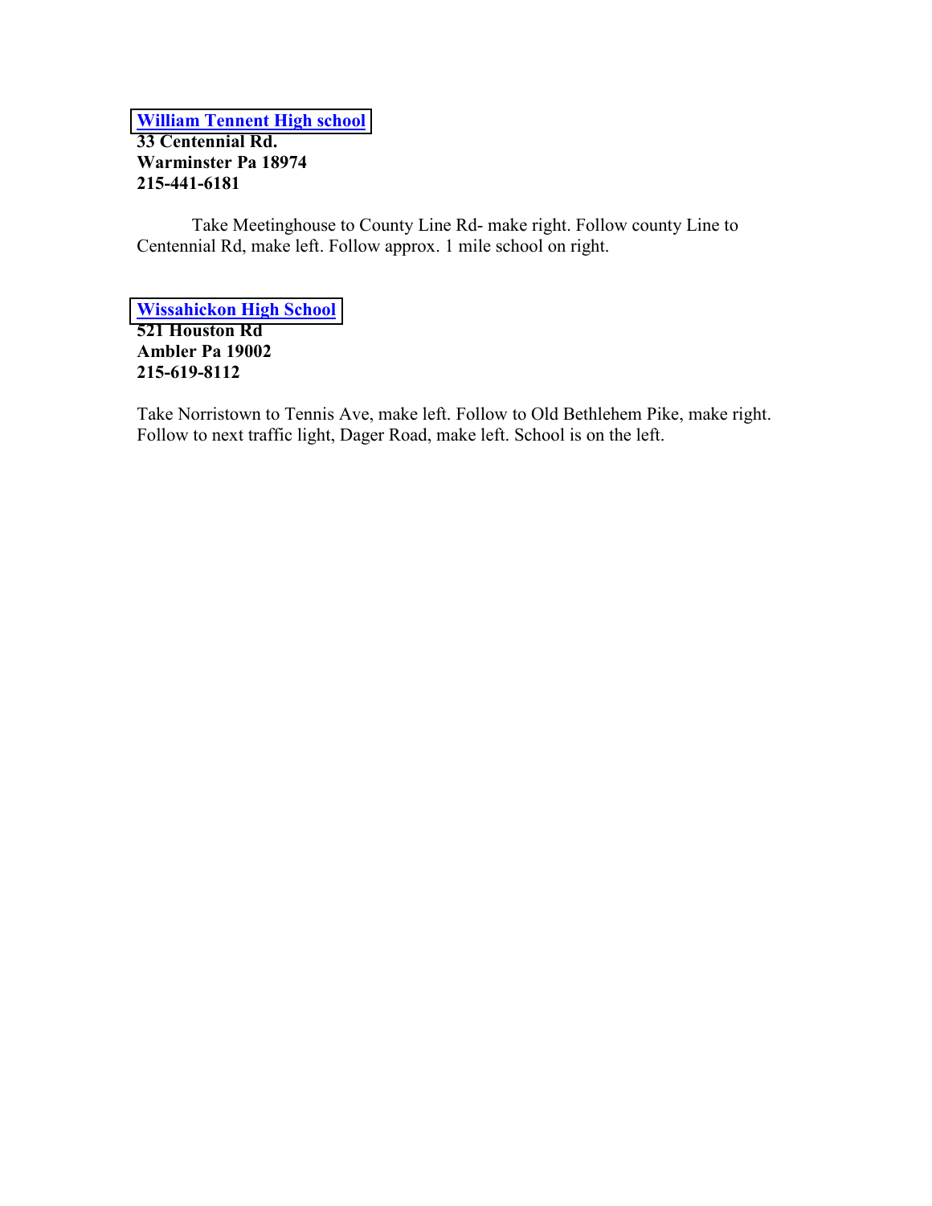**William Tennent High school**
**33 Centennial Rd.**
**Warminster Pa 18974**
**215-441-6181**

Take Meetinghouse to County Line Rd- make right. Follow county Line to Centennial Rd, make left. Follow approx. 1 mile school on right.

**Wissahickon High School**
**521 Houston Rd**
**Ambler Pa 19002**
**215-619-8112**

Take Norristown to Tennis Ave, make left. Follow to Old Bethlehem Pike, make right. Follow to next traffic light, Dager Road, make left. School is on the left.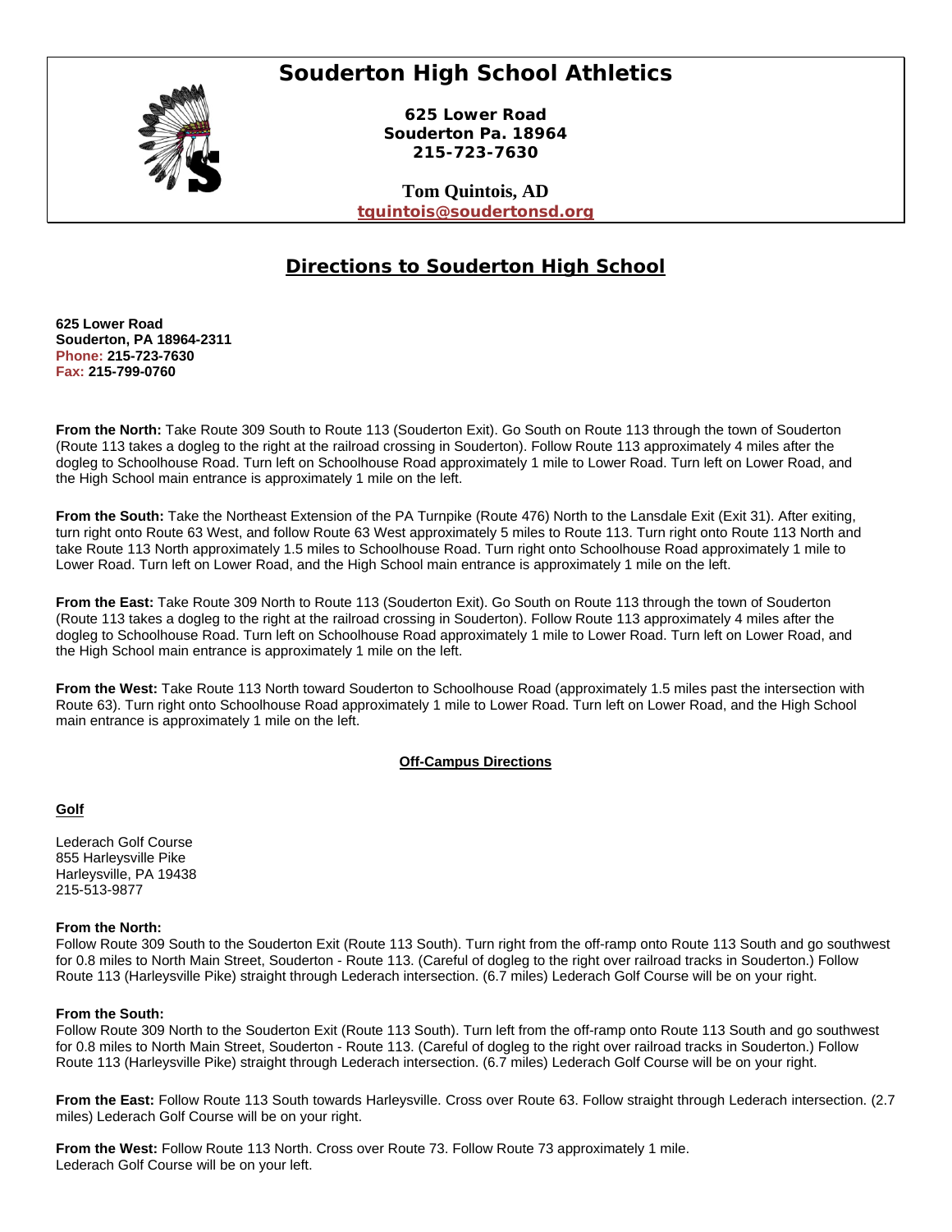# Souderton High School Athletics

**625 Lower Road**
**Souderton Pa. 18964**
**215-723-7630**

**Tom Quintois, AD**
**tquintois@soudertonsd.org**

## Directions to Souderton High School

**625 Lower Road**
**Souderton, PA 18964-2311**
**Phone: 215-723-7630**
**Fax: 215-799-0760**

**From the North:** Take Route 309 South to Route 113 (Souderton Exit). Go South on Route 113 through the town of Souderton (Route 113 takes a dogleg to the right at the railroad crossing in Souderton). Follow Route 113 approximately 4 miles after the dogleg to Schoolhouse Road. Turn left on Schoolhouse Road approximately 1 mile to Lower Road. Turn left on Lower Road, and the High School main entrance is approximately 1 mile on the left.

**From the South:** Take the Northeast Extension of the PA Turnpike (Route 476) North to the Lansdale Exit (Exit 31). After exiting, turn right onto Route 63 West, and follow Route 63 West approximately 5 miles to Route 113. Turn right onto Route 113 North and take Route 113 North approximately 1.5 miles to Schoolhouse Road. Turn right onto Schoolhouse Road approximately 1 mile to Lower Road. Turn left on Lower Road, and the High School main entrance is approximately 1 mile on the left.

**From the East:** Take Route 309 North to Route 113 (Souderton Exit). Go South on Route 113 through the town of Souderton (Route 113 takes a dogleg to the right at the railroad crossing in Souderton). Follow Route 113 approximately 4 miles after the dogleg to Schoolhouse Road. Turn left on Schoolhouse Road approximately 1 mile to Lower Road. Turn left on Lower Road, and the High School main entrance is approximately 1 mile on the left.

**From the West:** Take Route 113 North toward Souderton to Schoolhouse Road (approximately 1.5 miles past the intersection with Route 63). Turn right onto Schoolhouse Road approximately 1 mile to Lower Road. Turn left on Lower Road, and the High School main entrance is approximately 1 mile on the left.

### Off-Campus Directions

#### Golf

Lederach Golf Course
855 Harleysville Pike
Harleysville, PA 19438
215-513-9877

**From the North:**
Follow Route 309 South to the Souderton Exit (Route 113 South). Turn right from the off-ramp onto Route 113 South and go southwest for 0.8 miles to North Main Street, Souderton - Route 113. (Careful of dogleg to the right over railroad tracks in Souderton.) Follow Route 113 (Harleysville Pike) straight through Lederach intersection. (6.7 miles) Lederach Golf Course will be on your right.

**From the South:**
Follow Route 309 North to the Souderton Exit (Route 113 South). Turn left from the off-ramp onto Route 113 South and go southwest for 0.8 miles to North Main Street, Souderton - Route 113. (Careful of dogleg to the right over railroad tracks in Souderton.) Follow Route 113 (Harleysville Pike) straight through Lederach intersection. (6.7 miles) Lederach Golf Course will be on your right.

**From the East:** Follow Route 113 South towards Harleysville. Cross over Route 63. Follow straight through Lederach intersection. (2.7 miles) Lederach Golf Course will be on your right.

**From the West:** Follow Route 113 North. Cross over Route 73. Follow Route 73 approximately 1 mile.
Lederach Golf Course will be on your left.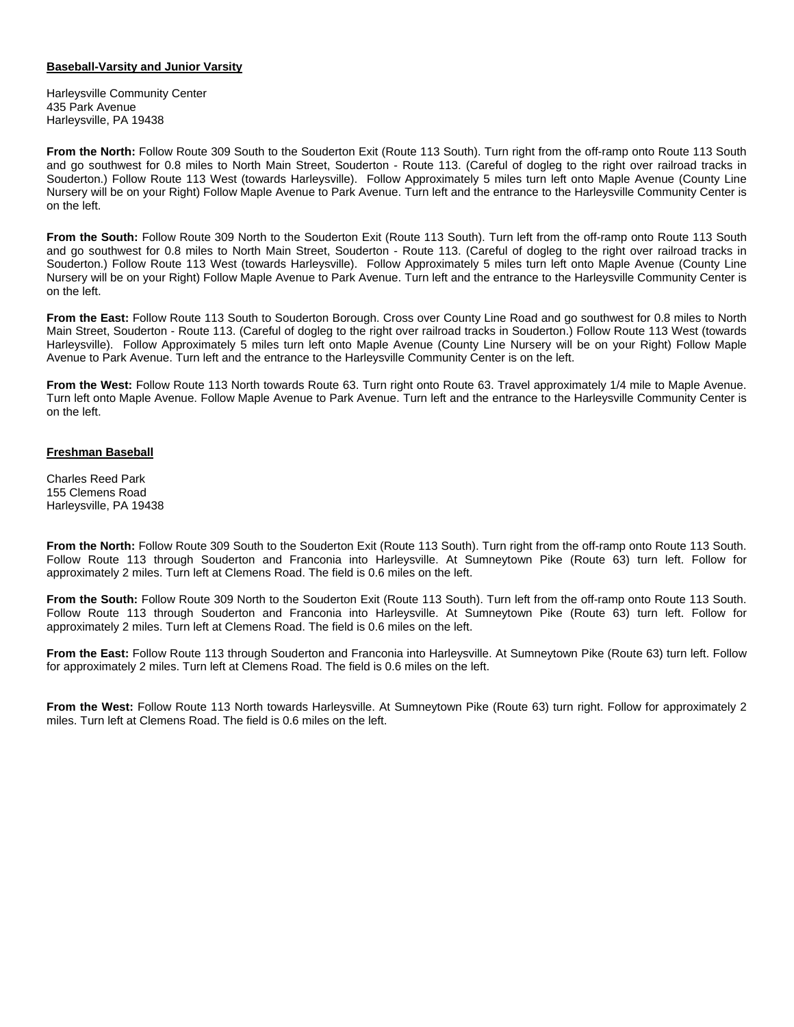**Baseball-Varsity and Junior Varsity**

Harleysville Community Center
435 Park Avenue
Harleysville, PA 19438

**From the North:** Follow Route 309 South to the Souderton Exit (Route 113 South). Turn right from the off-ramp onto Route 113 South and go southwest for 0.8 miles to North Main Street, Souderton - Route 113. (Careful of dogleg to the right over railroad tracks in Souderton.) Follow Route 113 West (towards Harleysville). Follow Approximately 5 miles turn left onto Maple Avenue (County Line Nursery will be on your Right) Follow Maple Avenue to Park Avenue. Turn left and the entrance to the Harleysville Community Center is on the left.

**From the South:** Follow Route 309 North to the Souderton Exit (Route 113 South). Turn left from the off-ramp onto Route 113 South and go southwest for 0.8 miles to North Main Street, Souderton - Route 113. (Careful of dogleg to the right over railroad tracks in Souderton.) Follow Route 113 West (towards Harleysville). Follow Approximately 5 miles turn left onto Maple Avenue (County Line Nursery will be on your Right) Follow Maple Avenue to Park Avenue. Turn left and the entrance to the Harleysville Community Center is on the left.

**From the East:** Follow Route 113 South to Souderton Borough. Cross over County Line Road and go southwest for 0.8 miles to North Main Street, Souderton - Route 113. (Careful of dogleg to the right over railroad tracks in Souderton.) Follow Route 113 West (towards Harleysville). Follow Approximately 5 miles turn left onto Maple Avenue (County Line Nursery will be on your Right) Follow Maple Avenue to Park Avenue. Turn left and the entrance to the Harleysville Community Center is on the left.

**From the West:** Follow Route 113 North towards Route 63. Turn right onto Route 63. Travel approximately 1/4 mile to Maple Avenue. Turn left onto Maple Avenue. Follow Maple Avenue to Park Avenue. Turn left and the entrance to the Harleysville Community Center is on the left.

**Freshman Baseball**

Charles Reed Park
155 Clemens Road
Harleysville, PA 19438

**From the North:** Follow Route 309 South to the Souderton Exit (Route 113 South). Turn right from the off-ramp onto Route 113 South. Follow Route 113 through Souderton and Franconia into Harleysville. At Sumneytown Pike (Route 63) turn left. Follow for approximately 2 miles. Turn left at Clemens Road. The field is 0.6 miles on the left.

**From the South:** Follow Route 309 North to the Souderton Exit (Route 113 South). Turn left from the off-ramp onto Route 113 South. Follow Route 113 through Souderton and Franconia into Harleysville. At Sumneytown Pike (Route 63) turn left. Follow for approximately 2 miles. Turn left at Clemens Road. The field is 0.6 miles on the left.

**From the East:** Follow Route 113 through Souderton and Franconia into Harleysville. At Sumneytown Pike (Route 63) turn left. Follow for approximately 2 miles. Turn left at Clemens Road. The field is 0.6 miles on the left.

**From the West:** Follow Route 113 North towards Harleysville. At Sumneytown Pike (Route 63) turn right. Follow for approximately 2 miles. Turn left at Clemens Road. The field is 0.6 miles on the left.